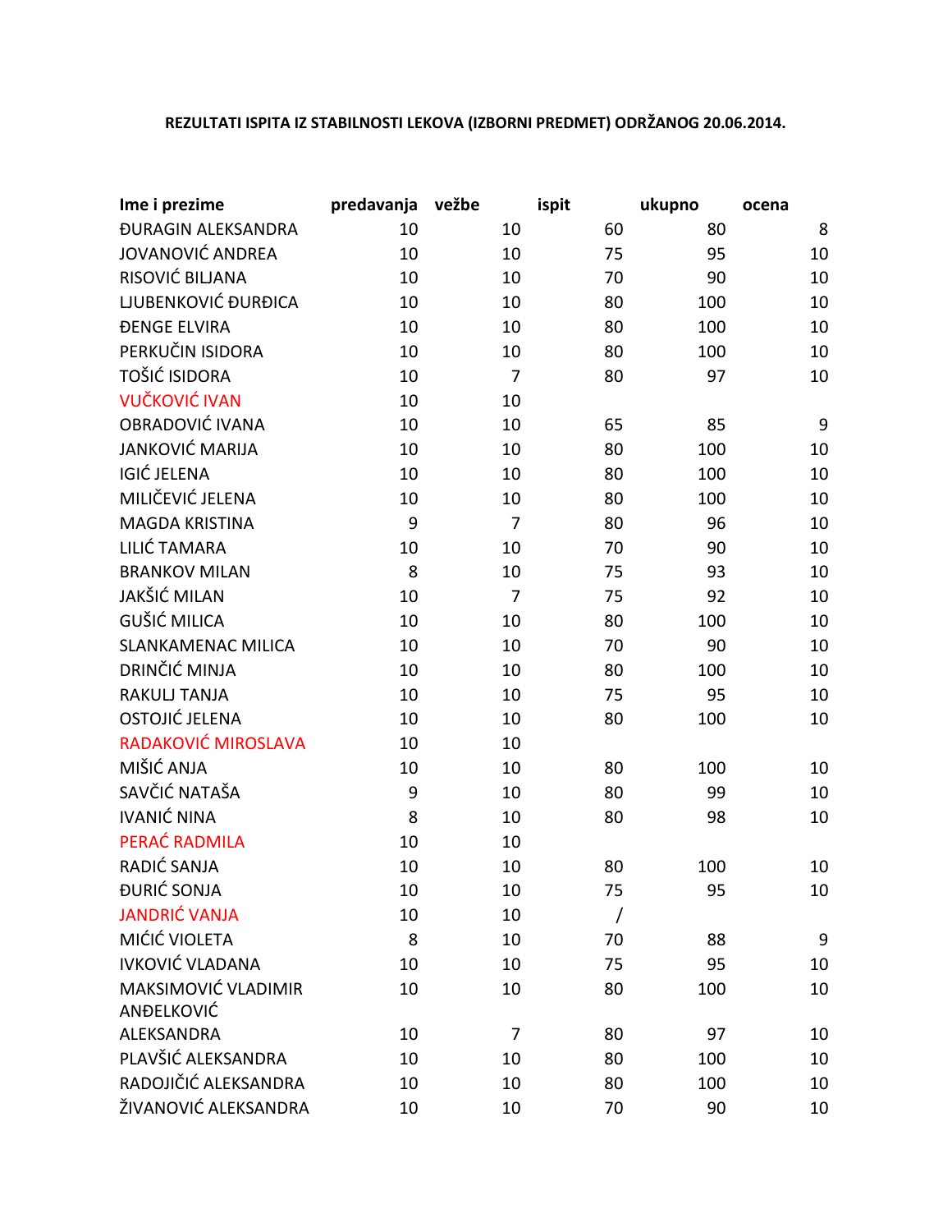**REZULTATI ISPITA IZ STABILNOSTI LEKOVA (IZBORNI PREDMET) ODRŽANOG 20.06.2014.**

| Ime i prezime | predavanja | vežbe | ispit | ukupno | ocena |
|---|---|---|---|---|---|
| ĐURAGIN ALEKSANDRA | 10 | 10 | 60 | 80 | 8 |
| JOVANOVIĆ ANDREA | 10 | 10 | 75 | 95 | 10 |
| RISOVIĆ BILJANA | 10 | 10 | 70 | 90 | 10 |
| LJUBENKOVIĆ ĐURĐICA | 10 | 10 | 80 | 100 | 10 |
| ĐENGE ELVIRA | 10 | 10 | 80 | 100 | 10 |
| PERKUČIN ISIDORA | 10 | 10 | 80 | 100 | 10 |
| TOŠIĆ ISIDORA | 10 | 7 | 80 | 97 | 10 |
| VUČKOVIĆ IVAN | 10 | 10 | | | |
| OBRADOVIĆ IVANA | 10 | 10 | 65 | 85 | 9 |
| JANKOVIĆ MARIJA | 10 | 10 | 80 | 100 | 10 |
| IGIĆ JELENA | 10 | 10 | 80 | 100 | 10 |
| MILIČEVIĆ JELENA | 10 | 10 | 80 | 100 | 10 |
| MAGDA KRISTINA | 9 | 7 | 80 | 96 | 10 |
| LILIĆ TAMARA | 10 | 10 | 70 | 90 | 10 |
| BRANKOV MILAN | 8 | 10 | 75 | 93 | 10 |
| JAKŠIĆ MILAN | 10 | 7 | 75 | 92 | 10 |
| GUŠIĆ MILICA | 10 | 10 | 80 | 100 | 10 |
| SLANKAMENAC MILICA | 10 | 10 | 70 | 90 | 10 |
| DRINČIĆ MINJA | 10 | 10 | 80 | 100 | 10 |
| RAKULJ TANJA | 10 | 10 | 75 | 95 | 10 |
| OSTOJIĆ JELENA | 10 | 10 | 80 | 100 | 10 |
| RADAKOVIĆ MIROSLAVA | 10 | 10 | | | |
| MIŠIĆ ANJA | 10 | 10 | 80 | 100 | 10 |
| SAVČIĆ NATAŠA | 9 | 10 | 80 | 99 | 10 |
| IVANIĆ NINA | 8 | 10 | 80 | 98 | 10 |
| PERAĆ RADMILA | 10 | 10 | | | |
| RADIĆ SANJA | 10 | 10 | 80 | 100 | 10 |
| ĐURIĆ SONJA | 10 | 10 | 75 | 95 | 10 |
| JANDRIĆ VANJA | 10 | 10 | / | | |
| MIĆIĆ VIOLETA | 8 | 10 | 70 | 88 | 9 |
| IVKOVIĆ VLADANA | 10 | 10 | 75 | 95 | 10 |
| MAKSIMOVIĆ VLADIMIR | 10 | 10 | 80 | 100 | 10 |
| ANĐELKOVIĆ ALEKSANDRA | 10 | 7 | 80 | 97 | 10 |
| PLAVŠIĆ ALEKSANDRA | 10 | 10 | 80 | 100 | 10 |
| RADOJIČIĆ ALEKSANDRA | 10 | 10 | 80 | 100 | 10 |
| ŽIVANOVIĆ ALEKSANDRA | 10 | 10 | 70 | 90 | 10 |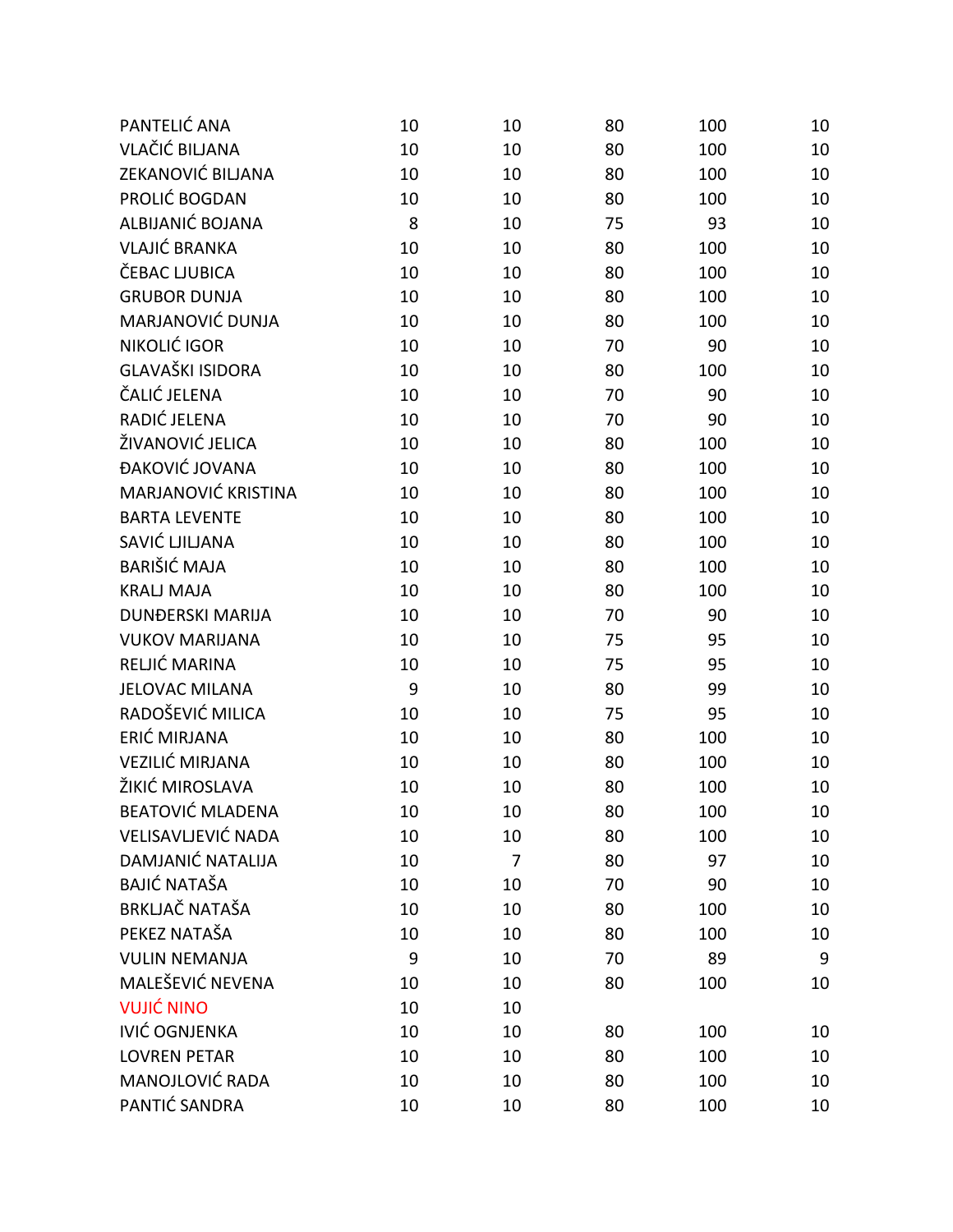| | | | | | |
|---|---|---|---|---|---|
| PANTELIĆ ANA | 10 | 10 | 80 | 100 | 10 |
| VLAČIĆ BILJANA | 10 | 10 | 80 | 100 | 10 |
| ZEKANOVIĆ BILJANA | 10 | 10 | 80 | 100 | 10 |
| PROLIĆ BOGDAN | 10 | 10 | 80 | 100 | 10 |
| ALBIJANIĆ BOJANA | 8 | 10 | 75 | 93 | 10 |
| VLAJIĆ BRANKA | 10 | 10 | 80 | 100 | 10 |
| ČEBAC LJUBICA | 10 | 10 | 80 | 100 | 10 |
| GRUBOR DUNJA | 10 | 10 | 80 | 100 | 10 |
| MARJANOVIĆ DUNJA | 10 | 10 | 80 | 100 | 10 |
| NIKOLIĆ IGOR | 10 | 10 | 70 | 90 | 10 |
| GLAVAŠKI ISIDORA | 10 | 10 | 80 | 100 | 10 |
| ČALIĆ JELENA | 10 | 10 | 70 | 90 | 10 |
| RADIĆ JELENA | 10 | 10 | 70 | 90 | 10 |
| ŽIVANOVIĆ JELICA | 10 | 10 | 80 | 100 | 10 |
| ĐAKOVIĆ JOVANA | 10 | 10 | 80 | 100 | 10 |
| MARJANOVIĆ KRISTINA | 10 | 10 | 80 | 100 | 10 |
| BARTA LEVENTE | 10 | 10 | 80 | 100 | 10 |
| SAVIĆ LJILJANA | 10 | 10 | 80 | 100 | 10 |
| BARIŠIĆ MAJA | 10 | 10 | 80 | 100 | 10 |
| KRALJ MAJA | 10 | 10 | 80 | 100 | 10 |
| DUNĐERSKI MARIJA | 10 | 10 | 70 | 90 | 10 |
| VUKOV MARIJANA | 10 | 10 | 75 | 95 | 10 |
| RELJIĆ MARINA | 10 | 10 | 75 | 95 | 10 |
| JELOVAC MILANA | 9 | 10 | 80 | 99 | 10 |
| RADOŠEVIĆ MILICA | 10 | 10 | 75 | 95 | 10 |
| ERIĆ MIRJANA | 10 | 10 | 80 | 100 | 10 |
| VEZILIĆ MIRJANA | 10 | 10 | 80 | 100 | 10 |
| ŽIKIĆ MIROSLAVA | 10 | 10 | 80 | 100 | 10 |
| BEATOVIĆ MLADENA | 10 | 10 | 80 | 100 | 10 |
| VELISAVLJEVIĆ NADA | 10 | 10 | 80 | 100 | 10 |
| DAMJANIĆ NATALIJA | 10 | 7 | 80 | 97 | 10 |
| BAJIĆ NATAŠA | 10 | 10 | 70 | 90 | 10 |
| BRKLJAČ NATAŠA | 10 | 10 | 80 | 100 | 10 |
| PEKEZ NATAŠA | 10 | 10 | 80 | 100 | 10 |
| VULIN NEMANJA | 9 | 10 | 70 | 89 | 9 |
| MALEŠEVIĆ NEVENA | 10 | 10 | 80 | 100 | 10 |
| VUJIĆ NINO | 10 | 10 | | | |
| IVIĆ OGNJENKA | 10 | 10 | 80 | 100 | 10 |
| LOVREN PETAR | 10 | 10 | 80 | 100 | 10 |
| MANOJLOVIĆ RADA | 10 | 10 | 80 | 100 | 10 |
| PANTIĆ SANDRA | 10 | 10 | 80 | 100 | 10 |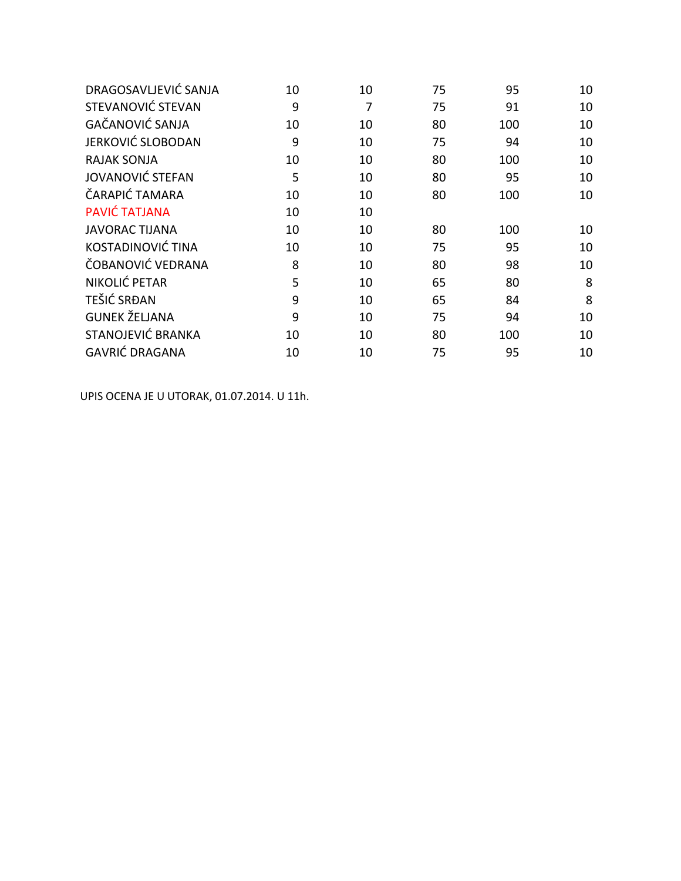| | | | | | |
|---|---|---|---|---|---|
| DRAGOSAVLJEVIĆ SANJA | 10 | 10 | 75 | 95 | 10 |
| STEVANOVIĆ STEVAN | 9 | 7 | 75 | 91 | 10 |
| GAČANOVIĆ SANJA | 10 | 10 | 80 | 100 | 10 |
| JERKOVIĆ SLOBODAN | 9 | 10 | 75 | 94 | 10 |
| RAJAK SONJA | 10 | 10 | 80 | 100 | 10 |
| JOVANOVIĆ STEFAN | 5 | 10 | 80 | 95 | 10 |
| ČARAPIĆ TAMARA | 10 | 10 | 80 | 100 | 10 |
| PAVIĆ TATJANA | 10 | 10 | | | |
| JAVORAC TIJANA | 10 | 10 | 80 | 100 | 10 |
| KOSTADINOVIĆ TINA | 10 | 10 | 75 | 95 | 10 |
| ČOBANOVIĆ VEDRANA | 8 | 10 | 80 | 98 | 10 |
| NIKOLIĆ PETAR | 5 | 10 | 65 | 80 | 8 |
| TEŠIĆ SRĐAN | 9 | 10 | 65 | 84 | 8 |
| GUNEK ŽELJANA | 9 | 10 | 75 | 94 | 10 |
| STANOJEVIĆ BRANKA | 10 | 10 | 80 | 100 | 10 |
| GAVRIĆ DRAGANA | 10 | 10 | 75 | 95 | 10 |

UPIS OCENA JE U UTORAK, 01.07.2014. U 11h.